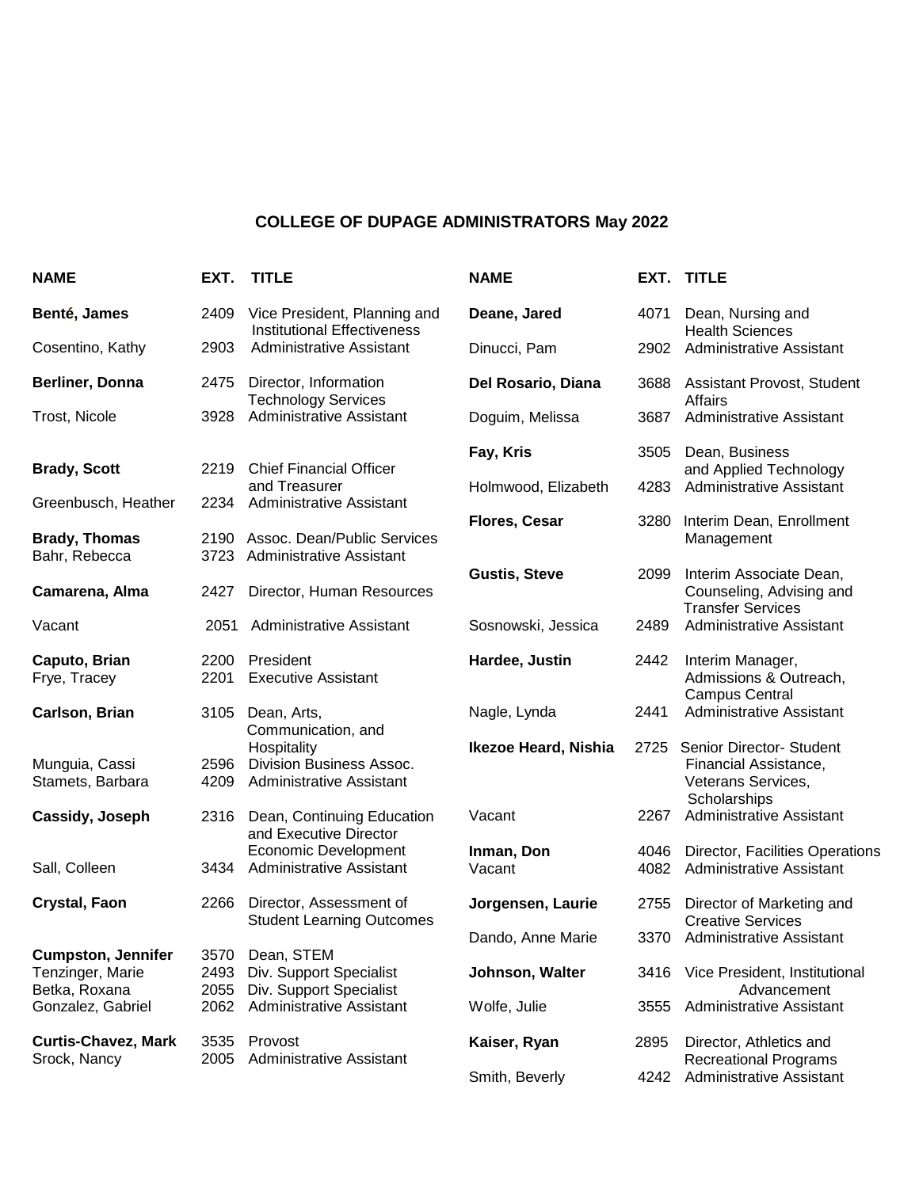# COLLEGE OF DUPAGE ADMINISTRATORS May 2022

| NAME | EXT. | TITLE |
|---|---|---|
| **Benté, James** | 2409 | Vice President, Planning and Institutional Effectiveness |
| Cosentino, Kathy | 2903 | Administrative Assistant |
| **Berliner, Donna** | 2475 | Director, Information Technology Services |
| Trost, Nicole | 3928 | Administrative Assistant |
| **Brady, Scott** | 2219 | Chief Financial Officer and Treasurer |
| Greenbusch, Heather | 2234 | Administrative Assistant |
| **Brady, Thomas** | 2190 | Assoc. Dean/Public Services |
| Bahr, Rebecca | 3723 | Administrative Assistant |
| **Camarena, Alma** | 2427 | Director, Human Resources |
| Vacant | 2051 | Administrative Assistant |
| **Caputo, Brian** | 2200 | President |
| Frye, Tracey | 2201 | Executive Assistant |
| **Carlson, Brian** | 3105 | Dean, Arts, Communication, and Hospitality |
| Munguia, Cassi | 2596 | Division Business Assoc. |
| Stamets, Barbara | 4209 | Administrative Assistant |
| **Cassidy, Joseph** | 2316 | Dean, Continuing Education and Executive Director Economic Development |
| Sall, Colleen | 3434 | Administrative Assistant |
| **Crystal, Faon** | 2266 | Director, Assessment of Student Learning Outcomes |
| **Cumpston, Jennifer** | 3570 | Dean, STEM |
| Tenzinger, Marie | 2493 | Div. Support Specialist |
| Betka, Roxana | 2055 | Div. Support Specialist |
| Gonzalez, Gabriel | 2062 | Administrative Assistant |
| **Curtis-Chavez, Mark** | 3535 | Provost |
| Srock, Nancy | 2005 | Administrative Assistant |
| **Deane, Jared** | 4071 | Dean, Nursing and Health Sciences |
| Dinucci, Pam | 2902 | Administrative Assistant |
| **Del Rosario, Diana** | 3688 | Assistant Provost, Student Affairs |
| Doguim, Melissa | 3687 | Administrative Assistant |
| **Fay, Kris** | 3505 | Dean, Business and Applied Technology |
| Holmwood, Elizabeth | 4283 | Administrative Assistant |
| **Flores, Cesar** | 3280 | Interim Dean, Enrollment Management |
| **Gustis, Steve** | 2099 | Interim Associate Dean, Counseling, Advising and Transfer Services |
| Sosnowski, Jessica | 2489 | Administrative Assistant |
| **Hardee, Justin** | 2442 | Interim Manager, Admissions & Outreach, Campus Central |
| Nagle, Lynda | 2441 | Administrative Assistant |
| **Ikezoe Heard, Nishia** | 2725 | Senior Director- Student Financial Assistance, Veterans Services, Scholarships |
| Vacant | 2267 | Administrative Assistant |
| **Inman, Don** | 4046 | Director, Facilities Operations |
| Vacant | 4082 | Administrative Assistant |
| **Jorgensen, Laurie** | 2755 | Director of Marketing and Creative Services |
| Dando, Anne Marie | 3370 | Administrative Assistant |
| **Johnson, Walter** | 3416 | Vice President, Institutional Advancement |
| Wolfe, Julie | 3555 | Administrative Assistant |
| **Kaiser, Ryan** | 2895 | Director, Athletics and Recreational Programs |
| Smith, Beverly | 4242 | Administrative Assistant |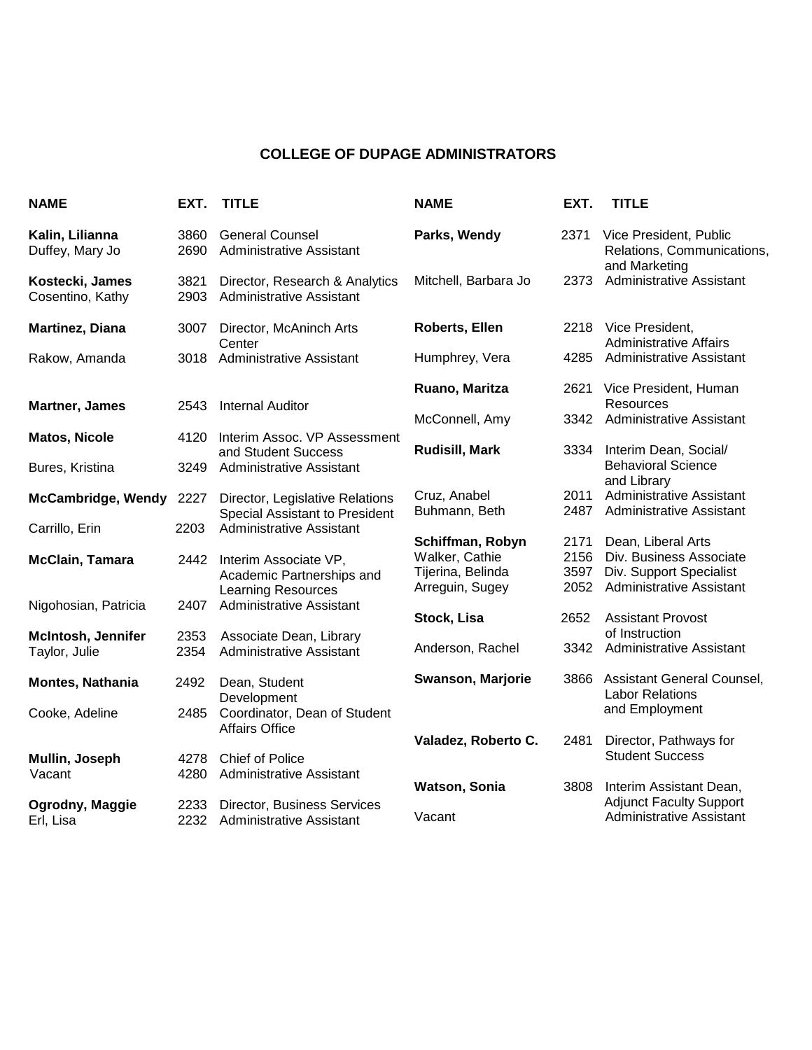# COLLEGE OF DUPAGE ADMINISTRATORS

| NAME | EXT. | TITLE |
|---|---|---|
| **Kalin, Lilianna** | 3860 | General Counsel |
| Duffey, Mary Jo | 2690 | Administrative Assistant |
| **Kostecki, James** | 3821 | Director, Research & Analytics |
| Cosentino, Kathy | 2903 | Administrative Assistant |
| **Martinez, Diana** | 3007 | Director, McAninch Arts Center |
| Rakow, Amanda | 3018 | Administrative Assistant |
| **Martner, James** | 2543 | Internal Auditor |
| **Matos, Nicole** | 4120 | Interim Assoc. VP Assessment and Student Success |
| Bures, Kristina | 3249 | Administrative Assistant |
| **McCambridge, Wendy** | 2227 | Director, Legislative Relations Special Assistant to President |
| Carrillo, Erin | 2203 | Administrative Assistant |
| **McClain, Tamara** | 2442 | Interim Associate VP, Academic Partnerships and Learning Resources |
| Nigohosian, Patricia | 2407 | Administrative Assistant |
| **McIntosh, Jennifer** | 2353 | Associate Dean, Library |
| Taylor, Julie | 2354 | Administrative Assistant |
| **Montes, Nathania** | 2492 | Dean, Student Development |
| Cooke, Adeline | 2485 | Coordinator, Dean of Student Affairs Office |
| **Mullin, Joseph** | 4278 | Chief of Police |
| Vacant | 4280 | Administrative Assistant |
| **Ogrodny, Maggie** | 2233 | Director, Business Services |
| Erl, Lisa | 2232 | Administrative Assistant |
| **Parks, Wendy** | 2371 | Vice President, Public Relations, Communications, and Marketing |
| Mitchell, Barbara Jo | 2373 | Administrative Assistant |
| **Roberts, Ellen** | 2218 | Vice President, Administrative Affairs |
| Humphrey, Vera | 4285 | Administrative Assistant |
| **Ruano, Maritza** | 2621 | Vice President, Human Resources |
| McConnell, Amy | 3342 | Administrative Assistant |
| **Rudisill, Mark** | 3334 | Interim Dean, Social/ Behavioral Science and Library |
| Cruz, Anabel | 2011 | Administrative Assistant |
| Buhmann, Beth | 2487 | Administrative Assistant |
| **Schiffman, Robyn** | 2171 | Dean, Liberal Arts |
| Walker, Cathie | 2156 | Div. Business Associate |
| Tijerina, Belinda | 3597 | Div. Support Specialist |
| Arreguin, Sugey | 2052 | Administrative Assistant |
| **Stock, Lisa** | 2652 | Assistant Provost of Instruction |
| Anderson, Rachel | 3342 | Administrative Assistant |
| **Swanson, Marjorie** | 3866 | Assistant General Counsel, Labor Relations and Employment |
| **Valadez, Roberto C.** | 2481 | Director, Pathways for Student Success |
| **Watson, Sonia** | 3808 | Interim Assistant Dean, Adjunct Faculty Support |
| Vacant | | Administrative Assistant |